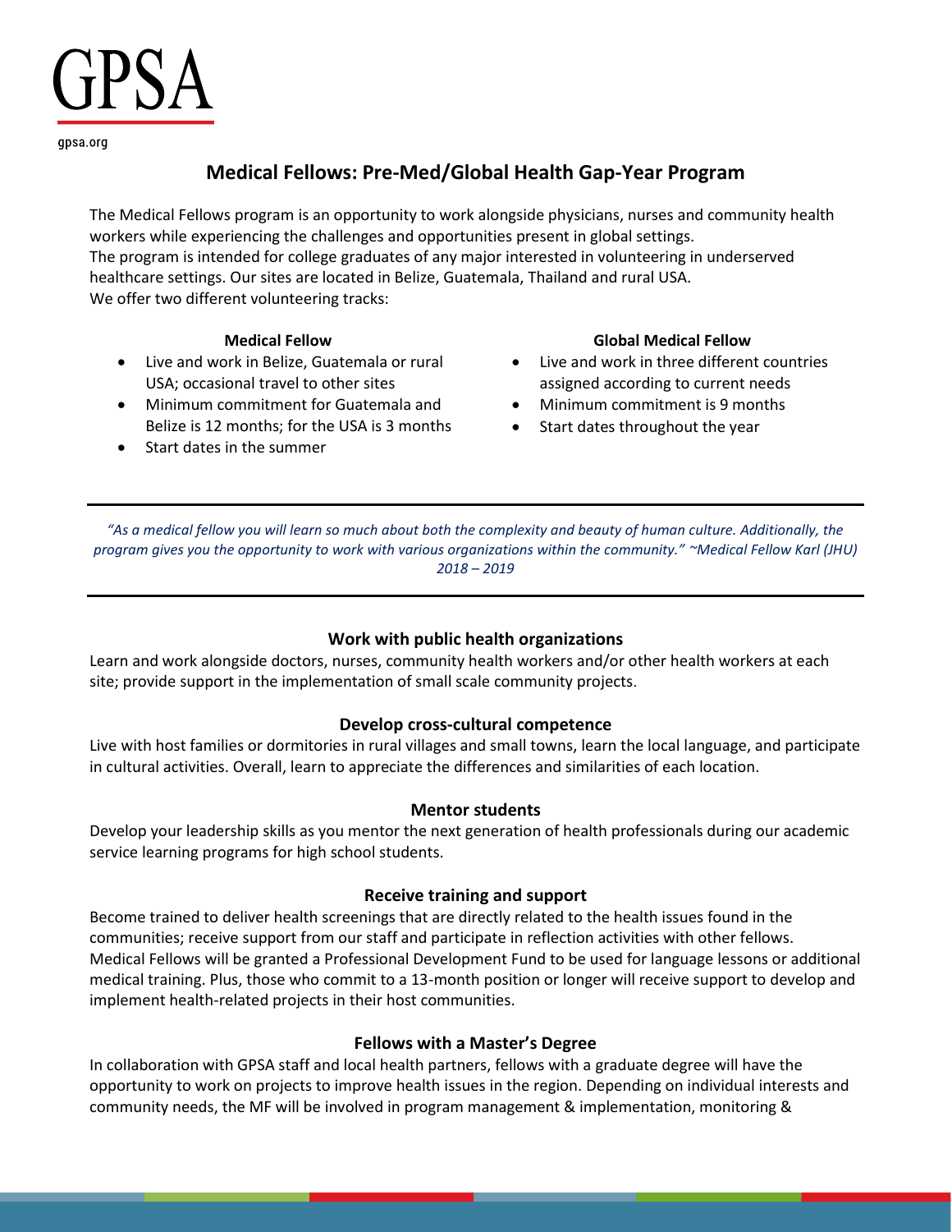GPSA

gpsa.org

# Medical Fellows: Pre-Med/Global Health Gap-Year Program

The Medical Fellows program is an opportunity to work alongside physicians, nurses and community health workers while experiencing the challenges and opportunities present in global settings.
The program is intended for college graduates of any major interested in volunteering in underserved healthcare settings. Our sites are located in Belize, Guatemala, Thailand and rural USA.
We offer two different volunteering tracks:

**Medical Fellow**

- Live and work in Belize, Guatemala or rural USA; occasional travel to other sites
- Minimum commitment for Guatemala and Belize is 12 months; for the USA is 3 months
- Start dates in the summer

**Global Medical Fellow**

- Live and work in three different countries assigned according to current needs
- Minimum commitment is 9 months
- Start dates throughout the year

---

*"As a medical fellow you will learn so much about both the complexity and beauty of human culture. Additionally, the program gives you the opportunity to work with various organizations within the community." ~Medical Fellow Karl (JHU) 2018 – 2019*

---

### Work with public health organizations

Learn and work alongside doctors, nurses, community health workers and/or other health workers at each site; provide support in the implementation of small scale community projects.

### Develop cross-cultural competence

Live with host families or dormitories in rural villages and small towns, learn the local language, and participate in cultural activities. Overall, learn to appreciate the differences and similarities of each location.

### Mentor students

Develop your leadership skills as you mentor the next generation of health professionals during our academic service learning programs for high school students.

### Receive training and support

Become trained to deliver health screenings that are directly related to the health issues found in the communities; receive support from our staff and participate in reflection activities with other fellows. Medical Fellows will be granted a Professional Development Fund to be used for language lessons or additional medical training. Plus, those who commit to a 13-month position or longer will receive support to develop and implement health-related projects in their host communities.

### Fellows with a Master's Degree

In collaboration with GPSA staff and local health partners, fellows with a graduate degree will have the opportunity to work on projects to improve health issues in the region. Depending on individual interests and community needs, the MF will be involved in program management & implementation, monitoring &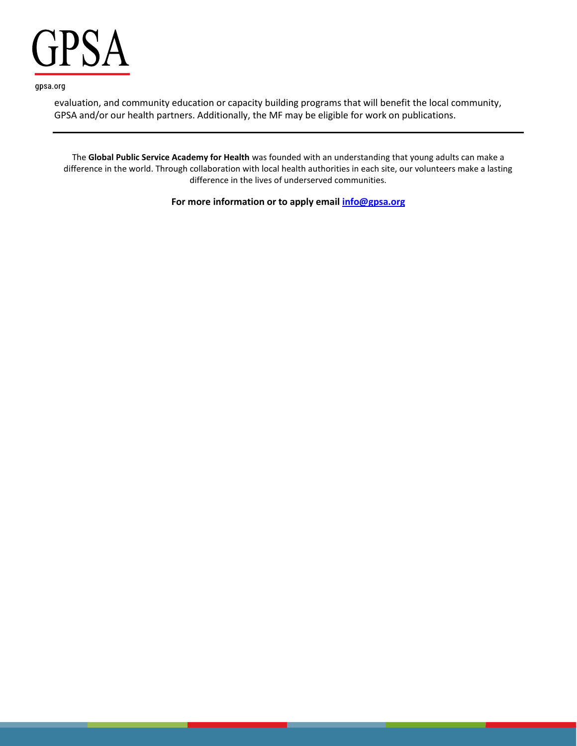evaluation, and community education or capacity building programs that will benefit the local community, GPSA and/or our health partners. Additionally, the MF may be eligible for work on publications.

---

The **Global Public Service Academy for Health** was founded with an understanding that young adults can make a difference in the world. Through collaboration with local health authorities in each site, our volunteers make a lasting difference in the lives of underserved communities.

**For more information or to apply email [info@gpsa.org](mailto:info@gpsa.org)**